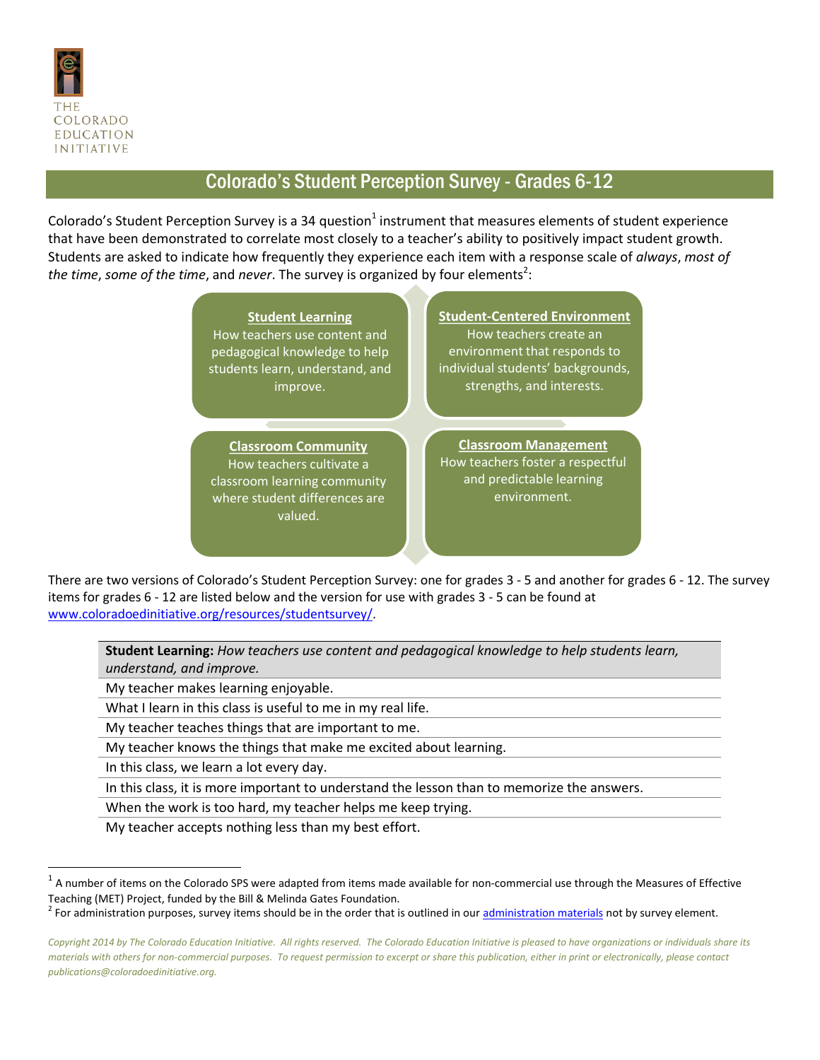THE COLORADO EDUCATION INITIATIVE

# Colorado's Student Perception Survey - Grades 6-12

Colorado's Student Perception Survey is a 34 question[1] instrument that measures elements of student experience that have been demonstrated to correlate most closely to a teacher's ability to positively impact student growth. Students are asked to indicate how frequently they experience each item with a response scale of *always*, *most of the time*, *some of the time*, and *never*. The survey is organized by four elements[2]:

**Student Learning**
How teachers use content and pedagogical knowledge to help students learn, understand, and improve.

**Student-Centered Environment**
How teachers create an environment that responds to individual students' backgrounds, strengths, and interests.

**Classroom Community**
How teachers cultivate a classroom learning community where student differences are valued.

**Classroom Management**
How teachers foster a respectful and predictable learning environment.

There are two versions of Colorado's Student Perception Survey: one for grades 3 - 5 and another for grades 6 - 12. The survey items for grades 6 - 12 are listed below and the version for use with grades 3 - 5 can be found at [www.coloradoedinitiative.org/resources/studentsurvey/](www.coloradoedinitiative.org/resources/studentsurvey/).

| **Student Learning:** *How teachers use content and pedagogical knowledge to help students learn, understand, and improve.* |
|---|
| My teacher makes learning enjoyable. |
| What I learn in this class is useful to me in my real life. |
| My teacher teaches things that are important to me. |
| My teacher knows the things that make me excited about learning. |
| In this class, we learn a lot every day. |
| In this class, it is more important to understand the lesson than to memorize the answers. |
| When the work is too hard, my teacher helps me keep trying. |
| My teacher accepts nothing less than my best effort. |

[1] A number of items on the Colorado SPS were adapted from items made available for non-commercial use through the Measures of Effective Teaching (MET) Project, funded by the Bill & Melinda Gates Foundation.

[2] For administration purposes, survey items should be in the order that is outlined in our administration materials not by survey element.

*Copyright 2014 by The Colorado Education Initiative. All rights reserved. The Colorado Education Initiative is pleased to have organizations or individuals share its materials with others for non-commercial purposes. To request permission to excerpt or share this publication, either in print or electronically, please contact publications@coloradoedinitiative.org.*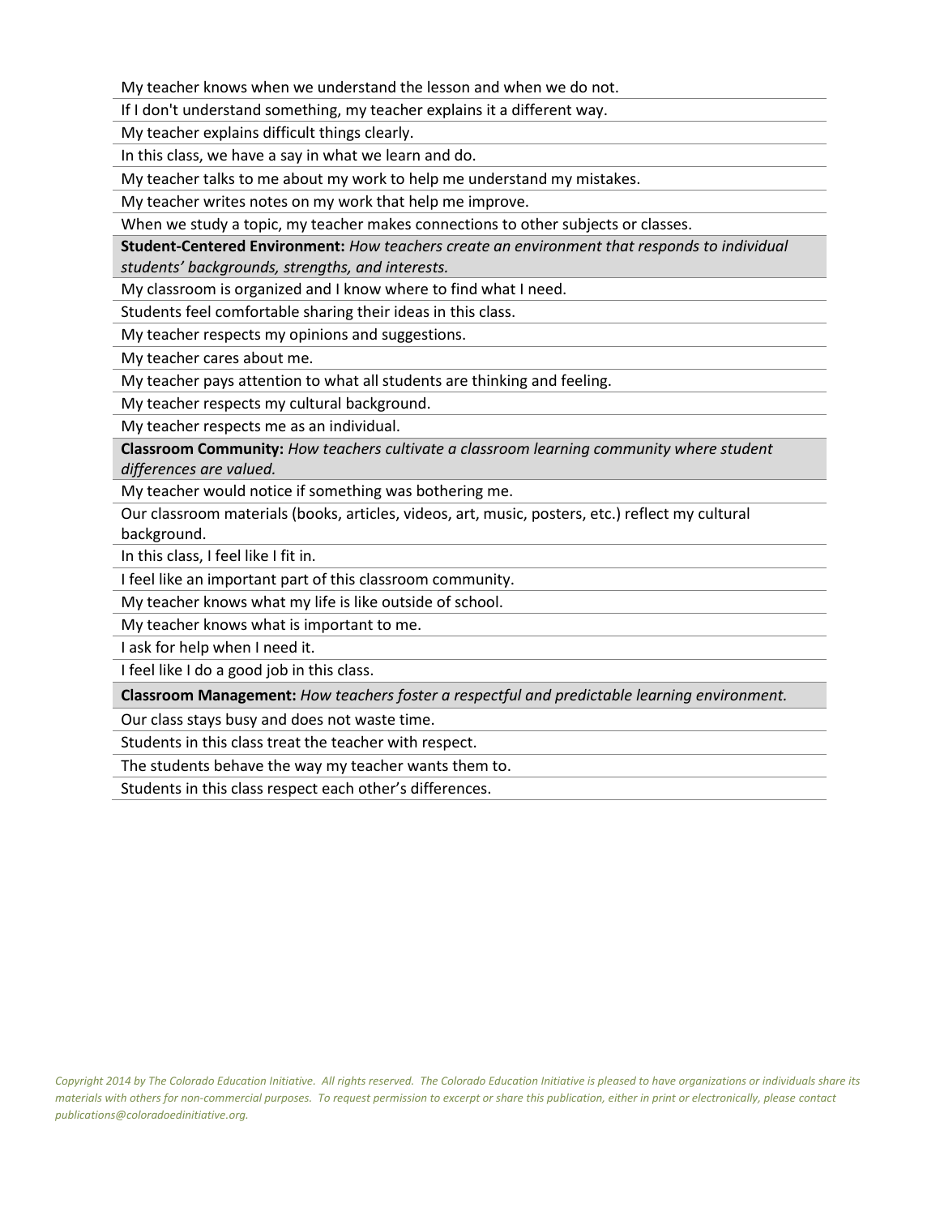| |
|---|
| My teacher knows when we understand the lesson and when we do not. |
| If I don't understand something, my teacher explains it a different way. |
| My teacher explains difficult things clearly. |
| In this class, we have a say in what we learn and do. |
| My teacher talks to me about my work to help me understand my mistakes. |
| My teacher writes notes on my work that help me improve. |
| When we study a topic, my teacher makes connections to other subjects or classes. |
| **Student-Centered Environment:** *How teachers create an environment that responds to individual students' backgrounds, strengths, and interests.* |
| My classroom is organized and I know where to find what I need. |
| Students feel comfortable sharing their ideas in this class. |
| My teacher respects my opinions and suggestions. |
| My teacher cares about me. |
| My teacher pays attention to what all students are thinking and feeling. |
| My teacher respects my cultural background. |
| My teacher respects me as an individual. |
| **Classroom Community:** *How teachers cultivate a classroom learning community where student differences are valued.* |
| My teacher would notice if something was bothering me. |
| Our classroom materials (books, articles, videos, art, music, posters, etc.) reflect my cultural background. |
| In this class, I feel like I fit in. |
| I feel like an important part of this classroom community. |
| My teacher knows what my life is like outside of school. |
| My teacher knows what is important to me. |
| I ask for help when I need it. |
| I feel like I do a good job in this class. |
| **Classroom Management:** *How teachers foster a respectful and predictable learning environment.* |
| Our class stays busy and does not waste time. |
| Students in this class treat the teacher with respect. |
| The students behave the way my teacher wants them to. |
| Students in this class respect each other's differences. |

*Copyright 2014 by The Colorado Education Initiative. All rights reserved. The Colorado Education Initiative is pleased to have organizations or individuals share its materials with others for non-commercial purposes. To request permission to excerpt or share this publication, either in print or electronically, please contact publications@coloradoedinitiative.org.*